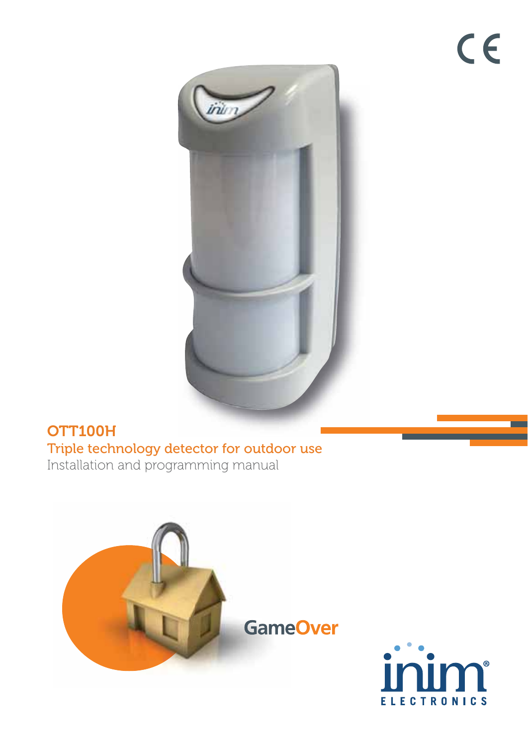# OTT100H

## Triple technology detector for outdoor use

Installation and programming manual

GameOver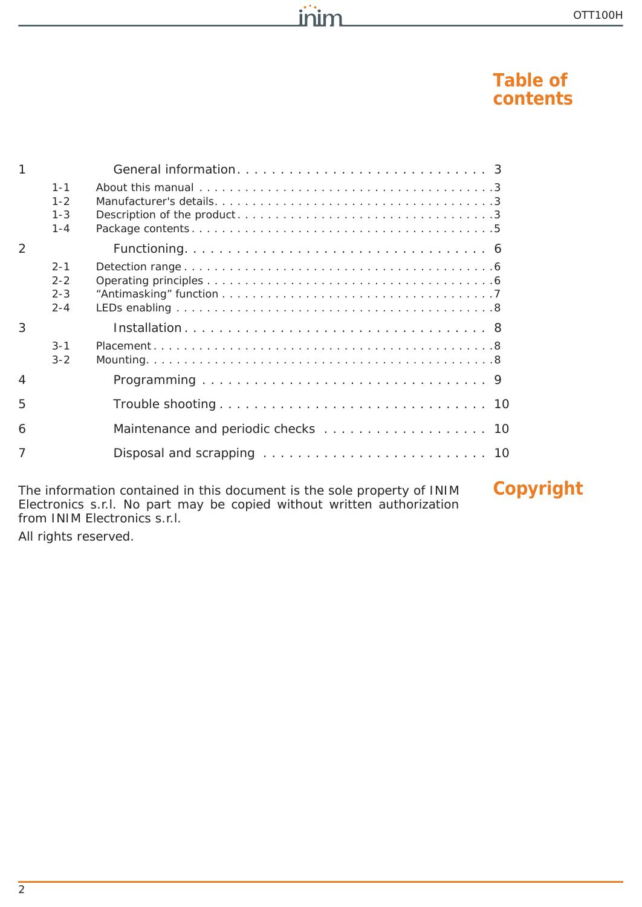# Table of contents

| | | |
|---|---|---|
| 1 | General information | 3 |
| 1-1 | About this manual | 3 |
| 1-2 | Manufacturer's details | 3 |
| 1-3 | Description of the product | 3 |
| 1-4 | Package contents | 5 |
| 2 | Functioning | 6 |
| 2-1 | Detection range | 6 |
| 2-2 | Operating principles | 6 |
| 2-3 | “Antimasking” function | 7 |
| 2-4 | LEDs enabling | 8 |
| 3 | Installation | 8 |
| 3-1 | Placement | 8 |
| 3-2 | Mounting | 8 |
| 4 | Programming | 9 |
| 5 | Trouble shooting | 10 |
| 6 | Maintenance and periodic checks | 10 |
| 7 | Disposal and scrapping | 10 |

## Copyright

The information contained in this document is the sole property of INIM Electronics s.r.l. No part may be copied without written authorization from INIM Electronics s.r.l.

All rights reserved.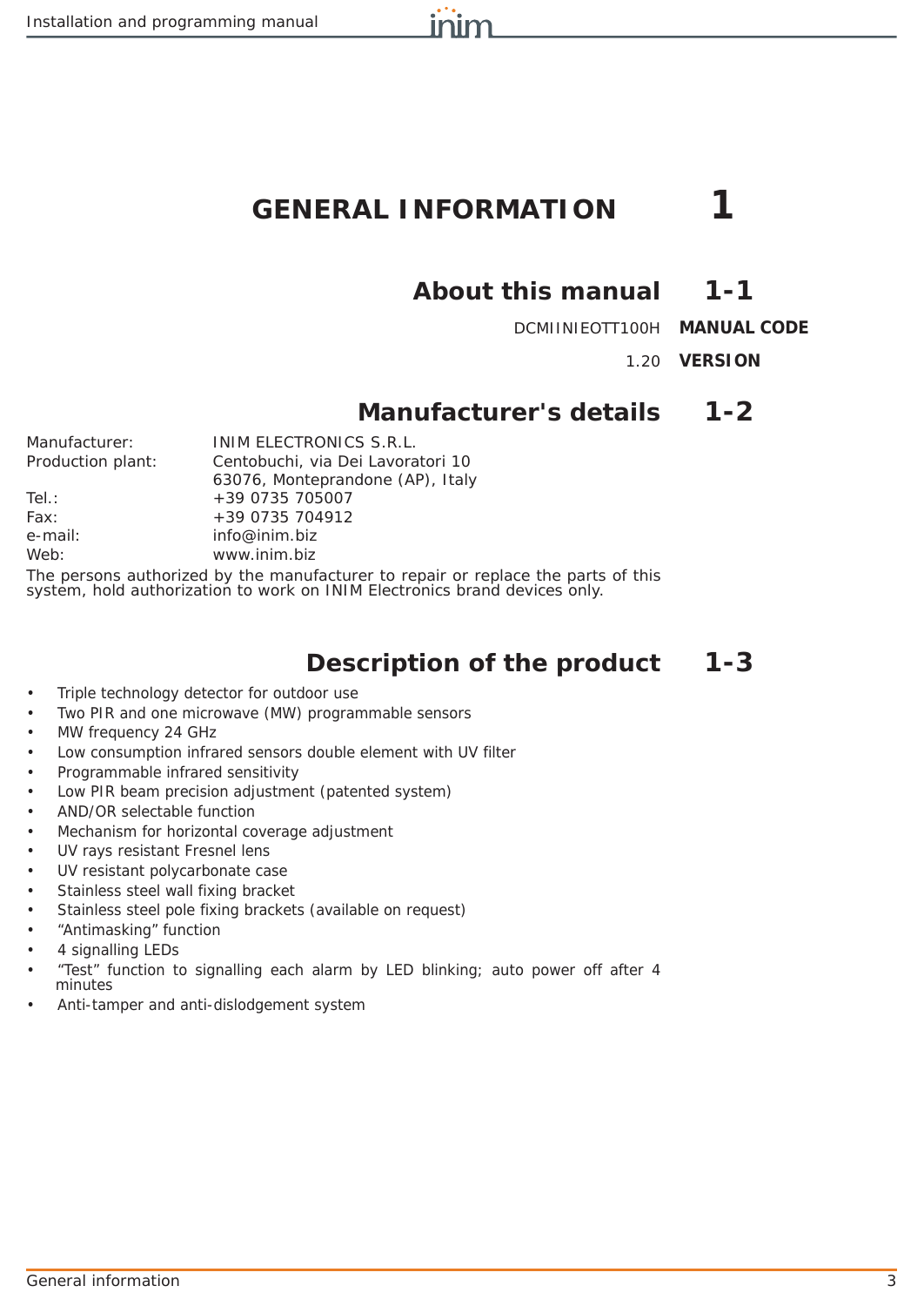# GENERAL INFORMATION 1

## About this manual 1-1

**MANUAL CODE** DCMIINIEOTT100H

**VERSION** 1.20

## Manufacturer's details 1-2

| | |
|---|---|
| Manufacturer: | INIM ELECTRONICS S.R.L. |
| Production plant: | Centobuchi, via Dei Lavoratori 10<br>63076, Monteprandone (AP), Italy |
| Tel.: | +39 0735 705007 |
| Fax: | +39 0735 704912 |
| e-mail: | info@inim.biz |
| Web: | www.inim.biz |

The persons authorized by the manufacturer to repair or replace the parts of this system, hold authorization to work on INIM Electronics brand devices only.

## Description of the product 1-3

- Triple technology detector for outdoor use
- Two PIR and one microwave (MW) programmable sensors
- MW frequency 24 GHz
- Low consumption infrared sensors double element with UV filter
- Programmable infrared sensitivity
- Low PIR beam precision adjustment (patented system)
- AND/OR selectable function
- Mechanism for horizontal coverage adjustment
- UV rays resistant Fresnel lens
- UV resistant polycarbonate case
- Stainless steel wall fixing bracket
- Stainless steel pole fixing brackets (available on request)
- “Antimasking” function
- 4 signalling LEDs
- “Test” function to signalling each alarm by LED blinking; auto power off after 4 minutes
- Anti-tamper and anti-dislodgement system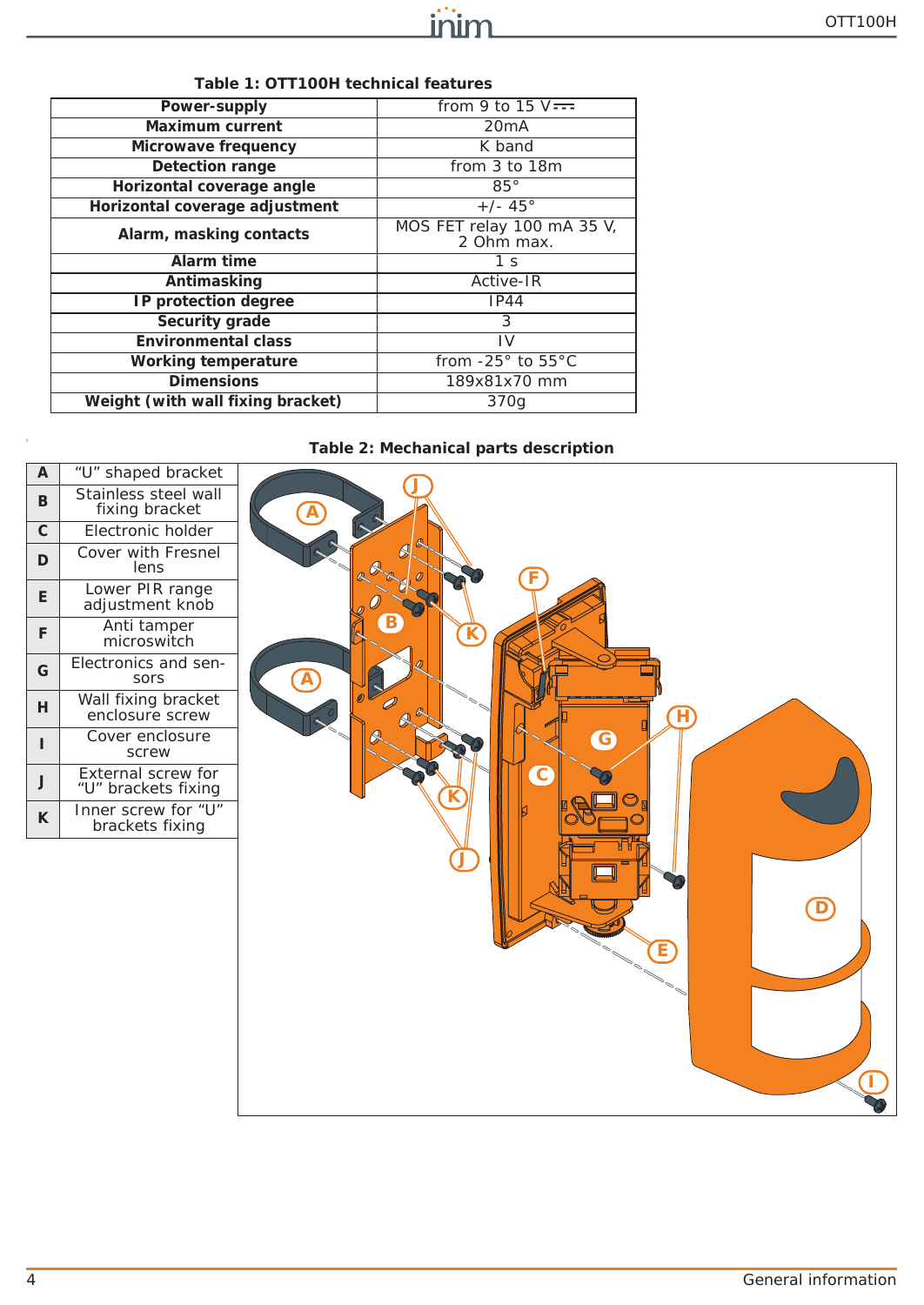**Table 1: OTT100H technical features**

| Power-supply | from 9 to 15 V⎓ |
|---|---|
| Maximum current | 20mA |
| Microwave frequency | K band |
| Detection range | from 3 to 18m |
| Horizontal coverage angle | 85° |
| Horizontal coverage adjustment | +/- 45° |
| Alarm, masking contacts | MOS FET relay 100 mA 35 V, 2 Ohm max. |
| Alarm time | 1 s |
| Antimasking | Active-IR |
| IP protection degree | IP44 |
| Security grade | 3 |
| Environmental class | IV |
| Working temperature | from -25° to 55°C |
| Dimensions | 189x81x70 mm |
| Weight (with wall fixing bracket) | 370g |

**Table 2: Mechanical parts description**

| A | "U" shaped bracket |
|---|---|
| B | Stainless steel wall fixing bracket |
| C | Electronic holder |
| D | Cover with Fresnel lens |
| E | Lower PIR range adjustment knob |
| F | Anti tamper microswitch |
| G | Electronics and sensors |
| H | Wall fixing bracket enclosure screw |
| I | Cover enclosure screw |
| J | External screw for "U" brackets fixing |
| K | Inner screw for "U" brackets fixing |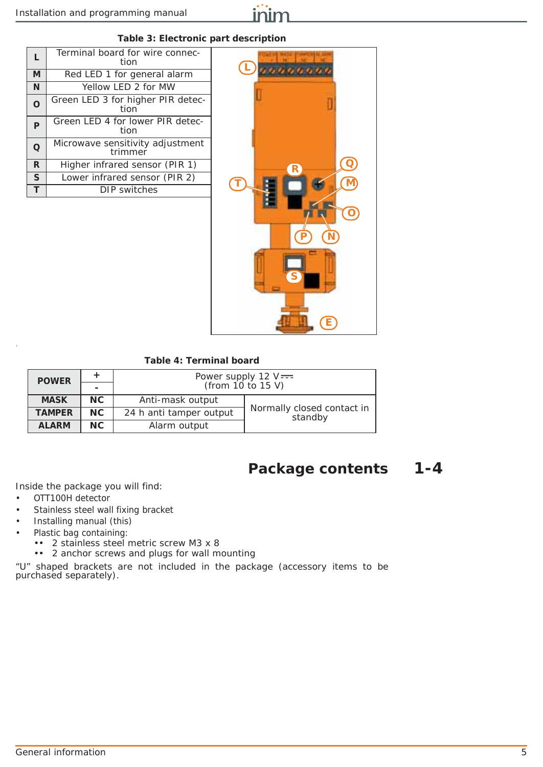**Table 3: Electronic part description**

| | |
|---|---|
| **L** | Terminal board for wire connection |
| **M** | Red LED 1 for general alarm |
| **N** | Yellow LED 2 for MW |
| **O** | Green LED 3 for higher PIR detection |
| **P** | Green LED 4 for lower PIR detection |
| **Q** | Microwave sensitivity adjustment trimmer |
| **R** | Higher infrared sensor (PIR 1) |
| **S** | Lower infrared sensor (PIR 2) |
| **T** | DIP switches |

**Table 4: Terminal board**

| | | | |
|---|---|---|---|
| **POWER** | **+** | Power supply 12 V⎓ (from 10 to 15 V) | |
| | **-** | | |
| **MASK** | **NC** | Anti-mask output | Normally closed contact in standby |
| **TAMPER** | **NC** | 24 h anti tamper output | |
| **ALARM** | **NC** | Alarm output | |

## Package contents 1-4

Inside the package you will find:

- OTT100H detector
- Stainless steel wall fixing bracket
- Installing manual (this)
- Plastic bag containing:
  - 2 stainless steel metric screw M3 x 8
  - 2 anchor screws and plugs for wall mounting

“U” shaped brackets are not included in the package (accessory items to be purchased separately).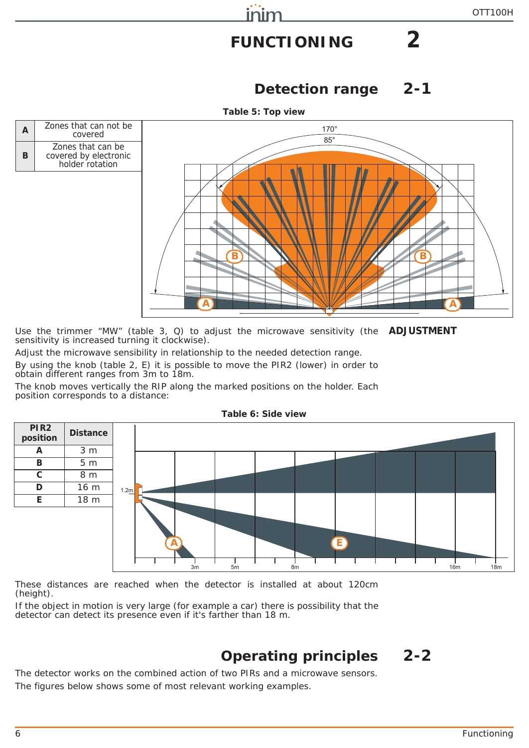# FUNCTIONING 2

## Detection range 2-1

**Table 5: Top view**

| | |
|---|---|
| **A** | Zones that can not be covered |
| **B** | Zones that can be covered by electronic holder rotation |

**ADJUSTMENT**

Use the trimmer “MW” (table 3, Q) to adjust the microwave sensitivity (the sensitivity is increased turning it clockwise).

Adjust the microwave sensibility in relationship to the needed detection range.

By using the knob (table 2, E) it is possible to move the PIR2 (lower) in order to obtain different ranges from 3m to 18m.

The knob moves vertically the RIP along the marked positions on the holder. Each position corresponds to a distance:

**Table 6: Side view**

| PIR2 position | Distance |
|---|---|
| **A** | 3 m |
| **B** | 5 m |
| **C** | 8 m |
| **D** | 16 m |
| **E** | 18 m |

These distances are reached when the detector is installed at about 120cm (height).

If the object in motion is very large (for example a car) there is possibility that the detector can detect its presence even if it's farther than 18 m.

## Operating principles 2-2

The detector works on the combined action of two PIRs and a microwave sensors.

The figures below shows some of most relevant working examples.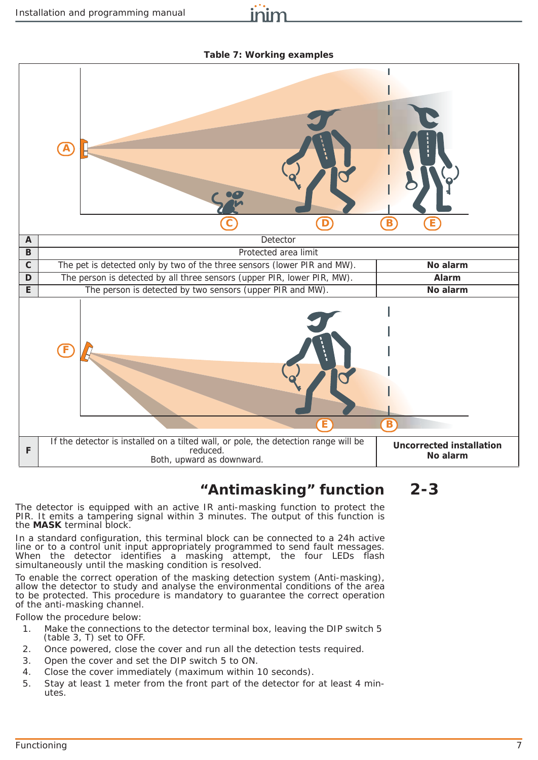**Table 7: Working examples**

| | | |
|---|---|---|
| **A** | Detector | |
| **B** | Protected area limit | |
| **C** | The pet is detected only by two of the three sensors (lower PIR and MW). | **No alarm** |
| **D** | The person is detected by all three sensors (upper PIR, lower PIR, MW). | **Alarm** |
| **E** | The person is detected by two sensors (upper PIR and MW). | **No alarm** |
| **F** | If the detector is installed on a tilted wall, or pole, the detection range will be reduced. Both, upward as downward. | **Uncorrected installation No alarm** |

## "Antimasking" function 2-3

The detector is equipped with an active IR anti-masking function to protect the PIR. It emits a tampering signal within 3 minutes. The output of this function is the **MASK** terminal block.

In a standard configuration, this terminal block can be connected to a 24h active line or to a control unit input appropriately programmed to send fault messages. When the detector identifies a masking attempt, the four LEDs flash simultaneously until the masking condition is resolved.

To enable the correct operation of the masking detection system (Anti-masking), allow the detector to study and analyse the environmental conditions of the area to be protected. This procedure is mandatory to guarantee the correct operation of the anti-masking channel.

Follow the procedure below:

1. Make the connections to the detector terminal box, leaving the DIP switch 5 (table 3, T) set to OFF.
2. Once powered, close the cover and run all the detection tests required.
3. Open the cover and set the DIP switch 5 to ON.
4. Close the cover immediately (maximum within 10 seconds).
5. Stay at least 1 meter from the front part of the detector for at least 4 minutes.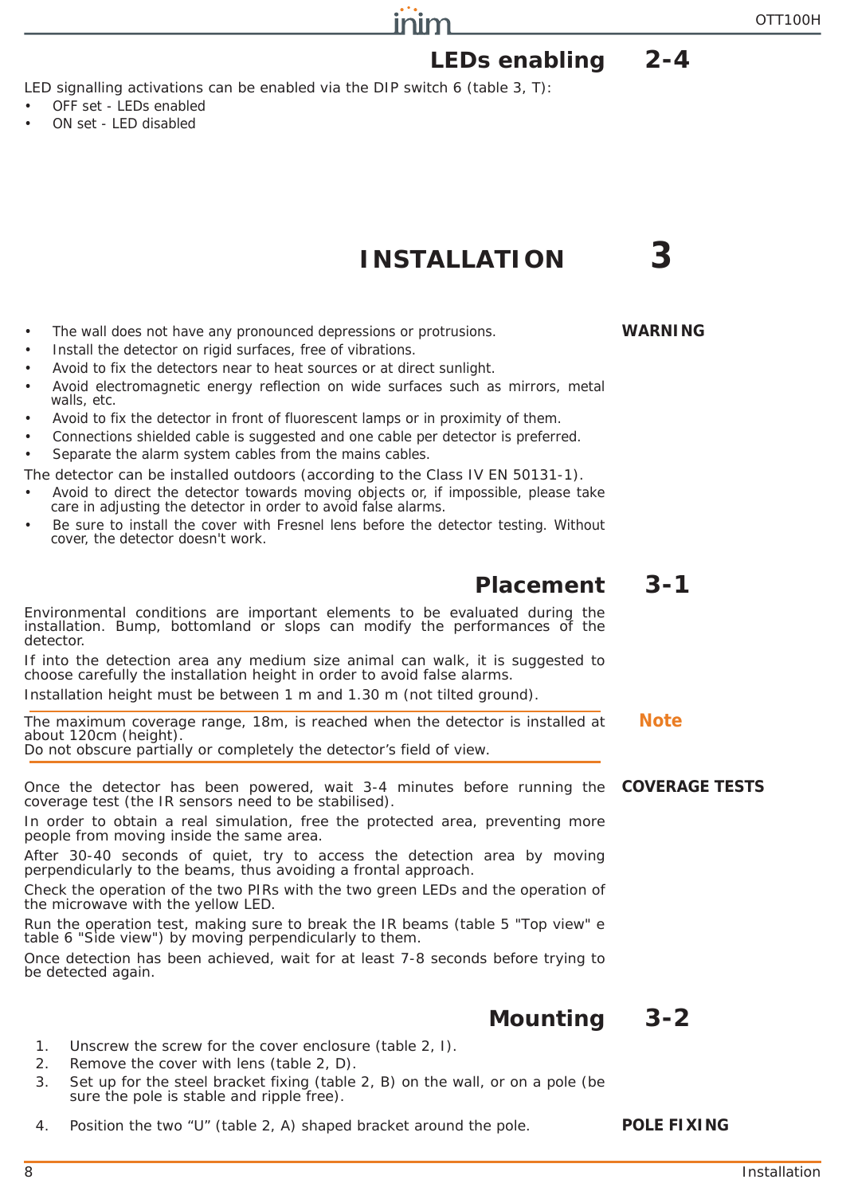## LEDs enabling 2-4

LED signalling activations can be enabled via the DIP switch 6 (table 3, T):

- OFF set - LEDs enabled
- ON set - LED disabled

# INSTALLATION 3

**WARNING**

- The wall does not have any pronounced depressions or protrusions.
- Install the detector on rigid surfaces, free of vibrations.
- Avoid to fix the detectors near to heat sources or at direct sunlight.
- Avoid electromagnetic energy reflection on wide surfaces such as mirrors, metal walls, etc.
- Avoid to fix the detector in front of fluorescent lamps or in proximity of them.
- Connections shielded cable is suggested and one cable per detector is preferred.
- Separate the alarm system cables from the mains cables.

The detector can be installed outdoors (according to the Class IV EN 50131-1).

- Avoid to direct the detector towards moving objects or, if impossible, please take care in adjusting the detector in order to avoid false alarms.
- Be sure to install the cover with Fresnel lens before the detector testing. Without cover, the detector doesn't work.

## Placement 3-1

Environmental conditions are important elements to be evaluated during the installation. Bump, bottomland or slops can modify the performances of the detector.

If into the detection area any medium size animal can walk, it is suggested to choose carefully the installation height in order to avoid false alarms.

Installation height must be between 1 m and 1.30 m (not tilted ground).

**Note**

The maximum coverage range, 18m, is reached when the detector is installed at about 120cm (height).
Do not obscure partially or completely the detector's field of view.

**COVERAGE TESTS**

Once the detector has been powered, wait 3-4 minutes before running the coverage test (the IR sensors need to be stabilised).

In order to obtain a real simulation, free the protected area, preventing more people from moving inside the same area.

After 30-40 seconds of quiet, try to access the detection area by moving perpendicularly to the beams, thus avoiding a frontal approach.

Check the operation of the two PIRs with the two green LEDs and the operation of the microwave with the yellow LED.

Run the operation test, making sure to break the IR beams (table 5 "Top view" e table 6 "Side view") by moving perpendicularly to them.

Once detection has been achieved, wait for at least 7-8 seconds before trying to be detected again.

## Mounting 3-2

1. Unscrew the screw for the cover enclosure (table 2, I).
2. Remove the cover with lens (table 2, D).
3. Set up for the steel bracket fixing (table 2, B) on the wall, or on a pole (be sure the pole is stable and ripple free).

**POLE FIXING**

4. Position the two "U" (table 2, A) shaped bracket around the pole.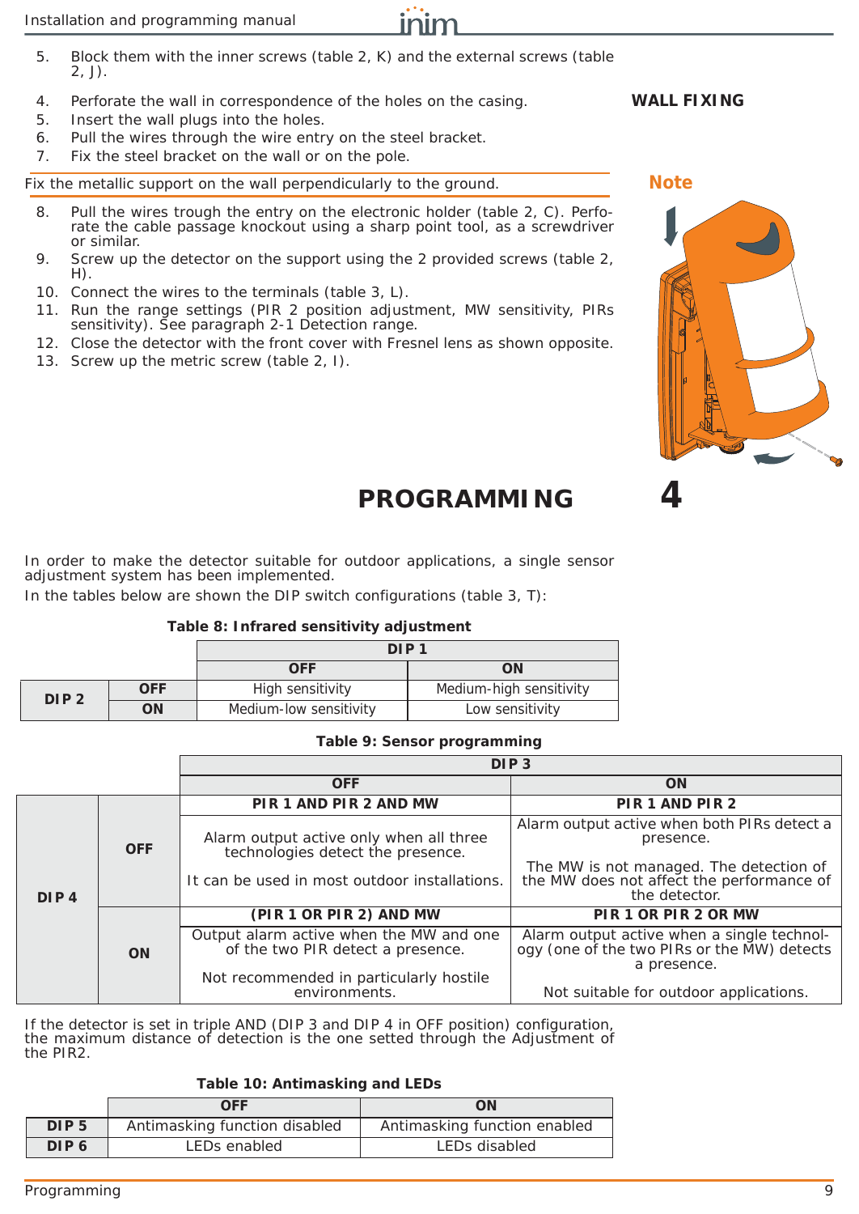5. Block them with the inner screws (table 2, K) and the external screws (table 2, J).

**WALL FIXING**

4. Perforate the wall in correspondence of the holes on the casing.
5. Insert the wall plugs into the holes.
6. Pull the wires through the wire entry on the steel bracket.
7. Fix the steel bracket on the wall or on the pole.

**Note**

Fix the metallic support on the wall perpendicularly to the ground.

8. Pull the wires trough the entry on the electronic holder (table 2, C). Perforate the cable passage knockout using a sharp point tool, as a screwdriver or similar.
9. Screw up the detector on the support using the 2 provided screws (table 2, H).
10. Connect the wires to the terminals (table 3, L).
11. Run the range settings (PIR 2 position adjustment, MW sensitivity, PIRs sensitivity). See paragraph 2-1 Detection range.
12. Close the detector with the front cover with Fresnel lens as shown opposite.
13. Screw up the metric screw (table 2, I).

# PROGRAMMING 4

In order to make the detector suitable for outdoor applications, a single sensor adjustment system has been implemented.

In the tables below are shown the DIP switch configurations (table 3, T):

**Table 8: Infrared sensitivity adjustment**

| | | DIP 1 | |
|---|---|---|---|
| | | **OFF** | **ON** |
| **DIP 2** | **OFF** | High sensitivity | Medium-high sensitivity |
| | **ON** | Medium-low sensitivity | Low sensitivity |

**Table 9: Sensor programming**

| | | DIP 3 | |
|---|---|---|---|
| | | **OFF** | **ON** |
| **DIP 4** | **OFF** | **PIR 1 AND PIR 2 AND MW** | **PIR 1 AND PIR 2** |
| | | Alarm output active only when all three technologies detect the presence.<br><br>It can be used in most outdoor installations. | Alarm output active when both PIRs detect a presence.<br><br>The MW is not managed. The detection of the MW does not affect the performance of the detector. |
| | **ON** | **(PIR 1 OR PIR 2) AND MW** | **PIR 1 OR PIR 2 OR MW** |
| | | Output alarm active when the MW and one of the two PIR detect a presence.<br><br>Not recommended in particularly hostile environments. | Alarm output active when a single technology (one of the two PIRs or the MW) detects a presence.<br><br>Not suitable for outdoor applications. |

If the detector is set in triple AND (DIP 3 and DIP 4 in OFF position) configuration, the maximum distance of detection is the one setted through the Adjustment of the PIR2.

**Table 10: Antimasking and LEDs**

| | **OFF** | **ON** |
|---|---|---|
| **DIP 5** | Antimasking function disabled | Antimasking function enabled |
| **DIP 6** | LEDs enabled | LEDs disabled |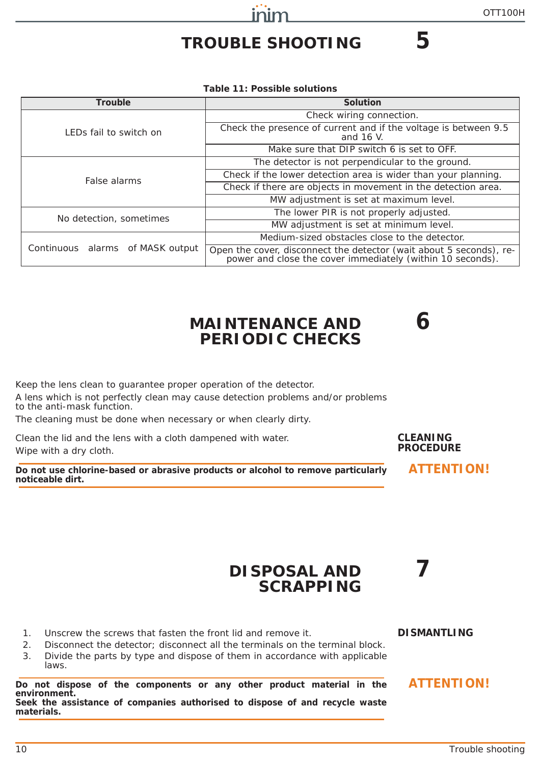# TROUBLE SHOOTING 5

**Table 11: Possible solutions**

| Trouble | Solution |
|---|---|
| LEDs fail to switch on | Check wiring connection. |
| | Check the presence of current and if the voltage is between 9.5 and 16 V. |
| | Make sure that DIP switch 6 is set to OFF. |
| False alarms | The detector is not perpendicular to the ground. |
| | Check if the lower detection area is wider than your planning. |
| | Check if there are objects in movement in the detection area. |
| | MW adjustment is set at maximum level. |
| No detection, sometimes | The lower PIR is not properly adjusted. |
| | MW adjustment is set at minimum level. |
| Continuous alarms of MASK output | Medium-sized obstacles close to the detector. |
| | Open the cover, disconnect the detector (wait about 5 seconds), re-power and close the cover immediately (within 10 seconds). |

# MAINTENANCE AND PERIODIC CHECKS 6

Keep the lens clean to guarantee proper operation of the detector.

A lens which is not perfectly clean may cause detection problems and/or problems to the anti-mask function.

The cleaning must be done when necessary or when clearly dirty.

**CLEANING PROCEDURE**

Clean the lid and the lens with a cloth dampened with water.

Wipe with a dry cloth.

**ATTENTION!**

**Do not use chlorine-based or abrasive products or alcohol to remove particularly noticeable dirt.**

# DISPOSAL AND SCRAPPING 7

**DISMANTLING**

1. Unscrew the screws that fasten the front lid and remove it.
2. Disconnect the detector; disconnect all the terminals on the terminal block.
3. Divide the parts by type and dispose of them in accordance with applicable laws.

**ATTENTION!**

**Do not dispose of the components or any other product material in the environment.**
**Seek the assistance of companies authorised to dispose of and recycle waste materials.**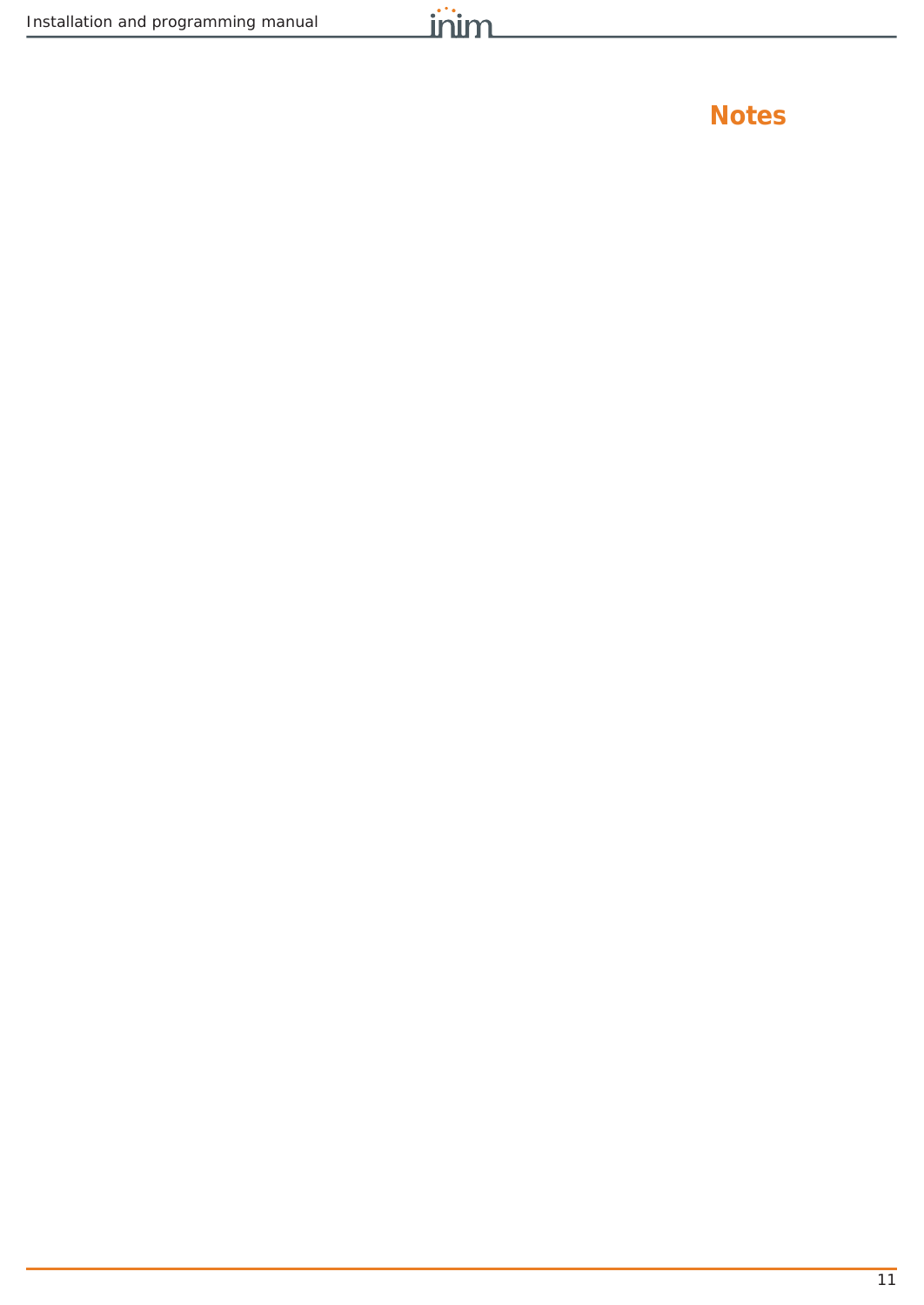# Notes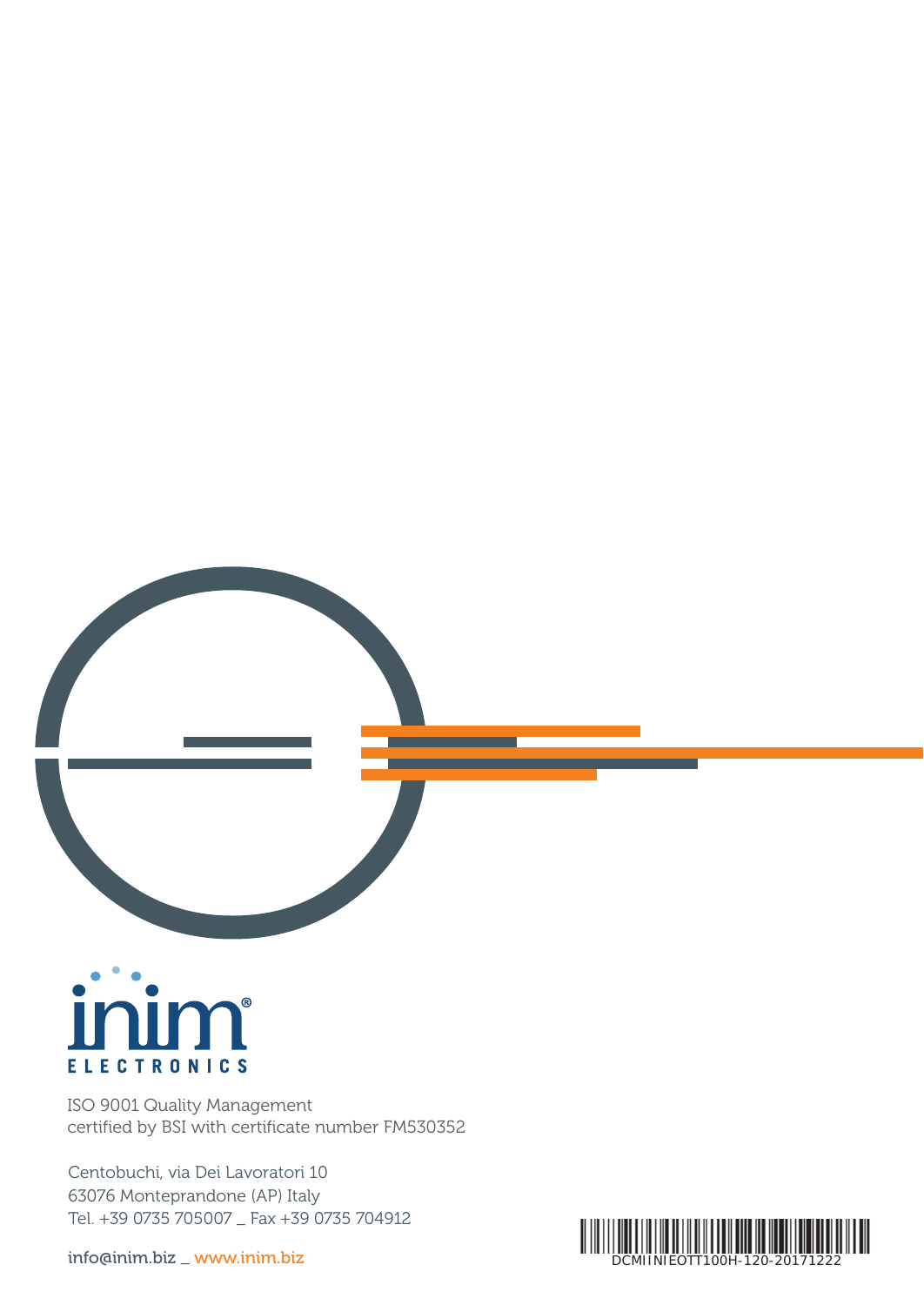ISO 9001 Quality Management
certified by BSI with certificate number FM530352

Centobuchi, via Dei Lavoratori 10
63076 Monteprandone (AP) Italy
Tel. +39 0735 705007 _ Fax +39 0735 704912

info@inim.biz _ www.inim.biz

DCMIINIEOTT100H-120-20171222